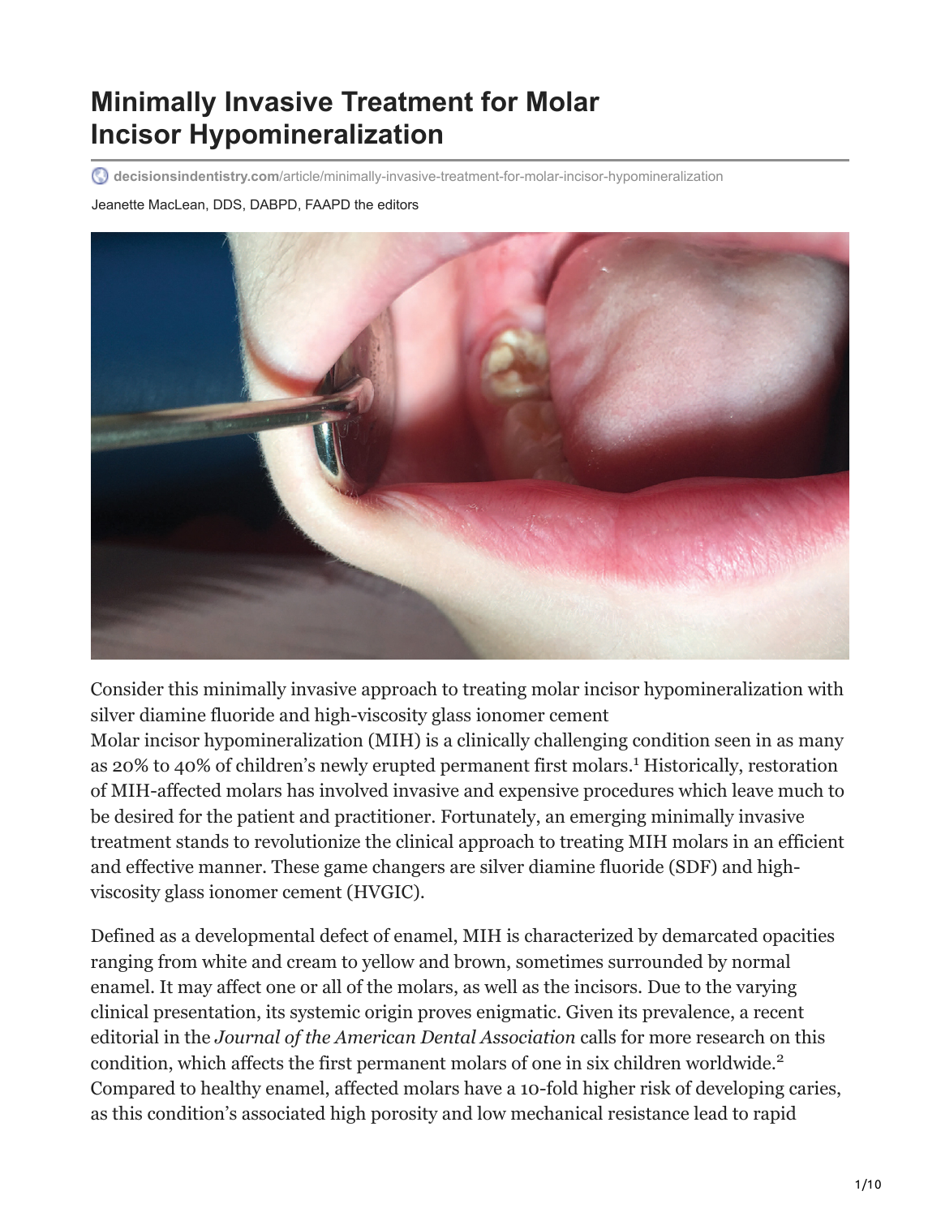# Minimally Invasive Treatment for Molar Incisor Hypomineralization

decisionsindentistry.com/article/minimally-invasive-treatment-for-molar-incisor-hypomineralization

Jeanette MacLean, DDS, DABPD, FAAPD the editors

Consider this minimally invasive approach to treating molar incisor hypomineralization with silver diamine fluoride and high-viscosity glass ionomer cement

Molar incisor hypomineralization (MIH) is a clinically challenging condition seen in as many as 20% to 40% of children's newly erupted permanent first molars.[1] Historically, restoration of MIH-affected molars has involved invasive and expensive procedures which leave much to be desired for the patient and practitioner. Fortunately, an emerging minimally invasive treatment stands to revolutionize the clinical approach to treating MIH molars in an efficient and effective manner. These game changers are silver diamine fluoride (SDF) and high-viscosity glass ionomer cement (HVGIC).

Defined as a developmental defect of enamel, MIH is characterized by demarcated opacities ranging from white and cream to yellow and brown, sometimes surrounded by normal enamel. It may affect one or all of the molars, as well as the incisors. Due to the varying clinical presentation, its systemic origin proves enigmatic. Given its prevalence, a recent editorial in the *Journal of the American Dental Association* calls for more research on this condition, which affects the first permanent molars of one in six children worldwide.[2] Compared to healthy enamel, affected molars have a 10-fold higher risk of developing caries, as this condition's associated high porosity and low mechanical resistance lead to rapid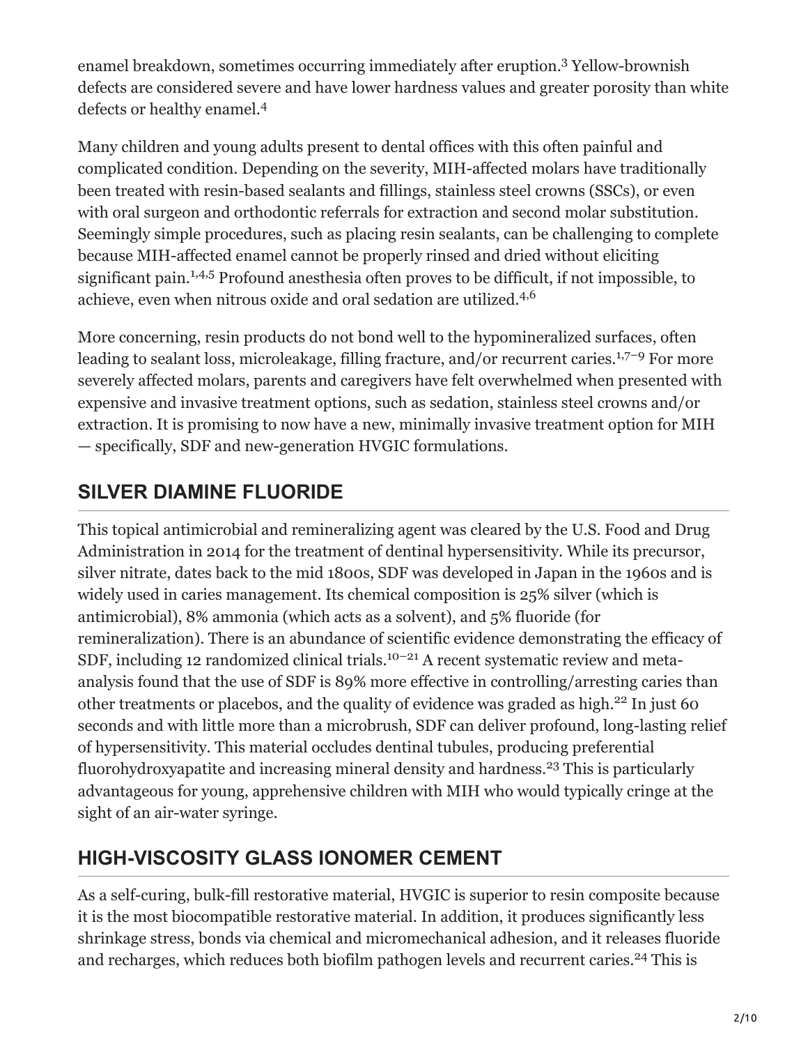enamel breakdown, sometimes occurring immediately after eruption.[3] Yellow-brownish defects are considered severe and have lower hardness values and greater porosity than white defects or healthy enamel.[4]

Many children and young adults present to dental offices with this often painful and complicated condition. Depending on the severity, MIH-affected molars have traditionally been treated with resin-based sealants and fillings, stainless steel crowns (SSCs), or even with oral surgeon and orthodontic referrals for extraction and second molar substitution. Seemingly simple procedures, such as placing resin sealants, can be challenging to complete because MIH-affected enamel cannot be properly rinsed and dried without eliciting significant pain.[1,4,5] Profound anesthesia often proves to be difficult, if not impossible, to achieve, even when nitrous oxide and oral sedation are utilized.[4,6]

More concerning, resin products do not bond well to the hypomineralized surfaces, often leading to sealant loss, microleakage, filling fracture, and/or recurrent caries.[1,7–9] For more severely affected molars, parents and caregivers have felt overwhelmed when presented with expensive and invasive treatment options, such as sedation, stainless steel crowns and/or extraction. It is promising to now have a new, minimally invasive treatment option for MIH — specifically, SDF and new-generation HVGIC formulations.

## SILVER DIAMINE FLUORIDE

This topical antimicrobial and remineralizing agent was cleared by the U.S. Food and Drug Administration in 2014 for the treatment of dentinal hypersensitivity. While its precursor, silver nitrate, dates back to the mid 1800s, SDF was developed in Japan in the 1960s and is widely used in caries management. Its chemical composition is 25% silver (which is antimicrobial), 8% ammonia (which acts as a solvent), and 5% fluoride (for remineralization). There is an abundance of scientific evidence demonstrating the efficacy of SDF, including 12 randomized clinical trials.[10–21] A recent systematic review and meta-analysis found that the use of SDF is 89% more effective in controlling/arresting caries than other treatments or placebos, and the quality of evidence was graded as high.[22] In just 60 seconds and with little more than a microbrush, SDF can deliver profound, long-lasting relief of hypersensitivity. This material occludes dentinal tubules, producing preferential fluorohydroxyapatite and increasing mineral density and hardness.[23] This is particularly advantageous for young, apprehensive children with MIH who would typically cringe at the sight of an air-water syringe.

## HIGH-VISCOSITY GLASS IONOMER CEMENT

As a self-curing, bulk-fill restorative material, HVGIC is superior to resin composite because it is the most biocompatible restorative material. In addition, it produces significantly less shrinkage stress, bonds via chemical and micromechanical adhesion, and it releases fluoride and recharges, which reduces both biofilm pathogen levels and recurrent caries.[24] This is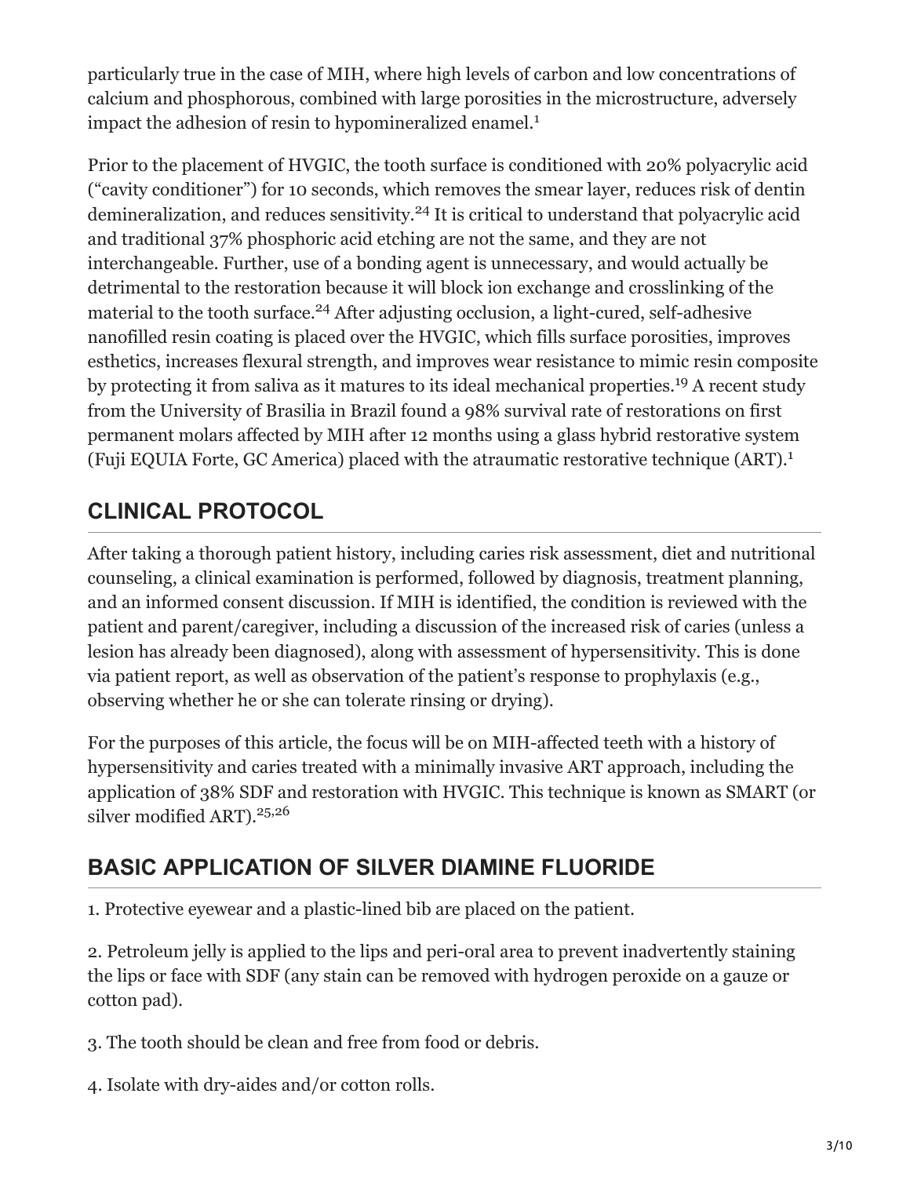particularly true in the case of MIH, where high levels of carbon and low concentrations of calcium and phosphorous, combined with large porosities in the microstructure, adversely impact the adhesion of resin to hypomineralized enamel.[1]

Prior to the placement of HVGIC, the tooth surface is conditioned with 20% polyacrylic acid ("cavity conditioner") for 10 seconds, which removes the smear layer, reduces risk of dentin demineralization, and reduces sensitivity.[24] It is critical to understand that polyacrylic acid and traditional 37% phosphoric acid etching are not the same, and they are not interchangeable. Further, use of a bonding agent is unnecessary, and would actually be detrimental to the restoration because it will block ion exchange and crosslinking of the material to the tooth surface.[24] After adjusting occlusion, a light-cured, self-adhesive nanofilled resin coating is placed over the HVGIC, which fills surface porosities, improves esthetics, increases flexural strength, and improves wear resistance to mimic resin composite by protecting it from saliva as it matures to its ideal mechanical properties.[19] A recent study from the University of Brasilia in Brazil found a 98% survival rate of restorations on first permanent molars affected by MIH after 12 months using a glass hybrid restorative system (Fuji EQUIA Forte, GC America) placed with the atraumatic restorative technique (ART).[1]

## CLINICAL PROTOCOL

After taking a thorough patient history, including caries risk assessment, diet and nutritional counseling, a clinical examination is performed, followed by diagnosis, treatment planning, and an informed consent discussion. If MIH is identified, the condition is reviewed with the patient and parent/caregiver, including a discussion of the increased risk of caries (unless a lesion has already been diagnosed), along with assessment of hypersensitivity. This is done via patient report, as well as observation of the patient's response to prophylaxis (e.g., observing whether he or she can tolerate rinsing or drying).

For the purposes of this article, the focus will be on MIH-affected teeth with a history of hypersensitivity and caries treated with a minimally invasive ART approach, including the application of 38% SDF and restoration with HVGIC. This technique is known as SMART (or silver modified ART).[25,26]

## BASIC APPLICATION OF SILVER DIAMINE FLUORIDE

1. Protective eyewear and a plastic-lined bib are placed on the patient.

2. Petroleum jelly is applied to the lips and peri-oral area to prevent inadvertently staining the lips or face with SDF (any stain can be removed with hydrogen peroxide on a gauze or cotton pad).

3. The tooth should be clean and free from food or debris.

4. Isolate with dry-aides and/or cotton rolls.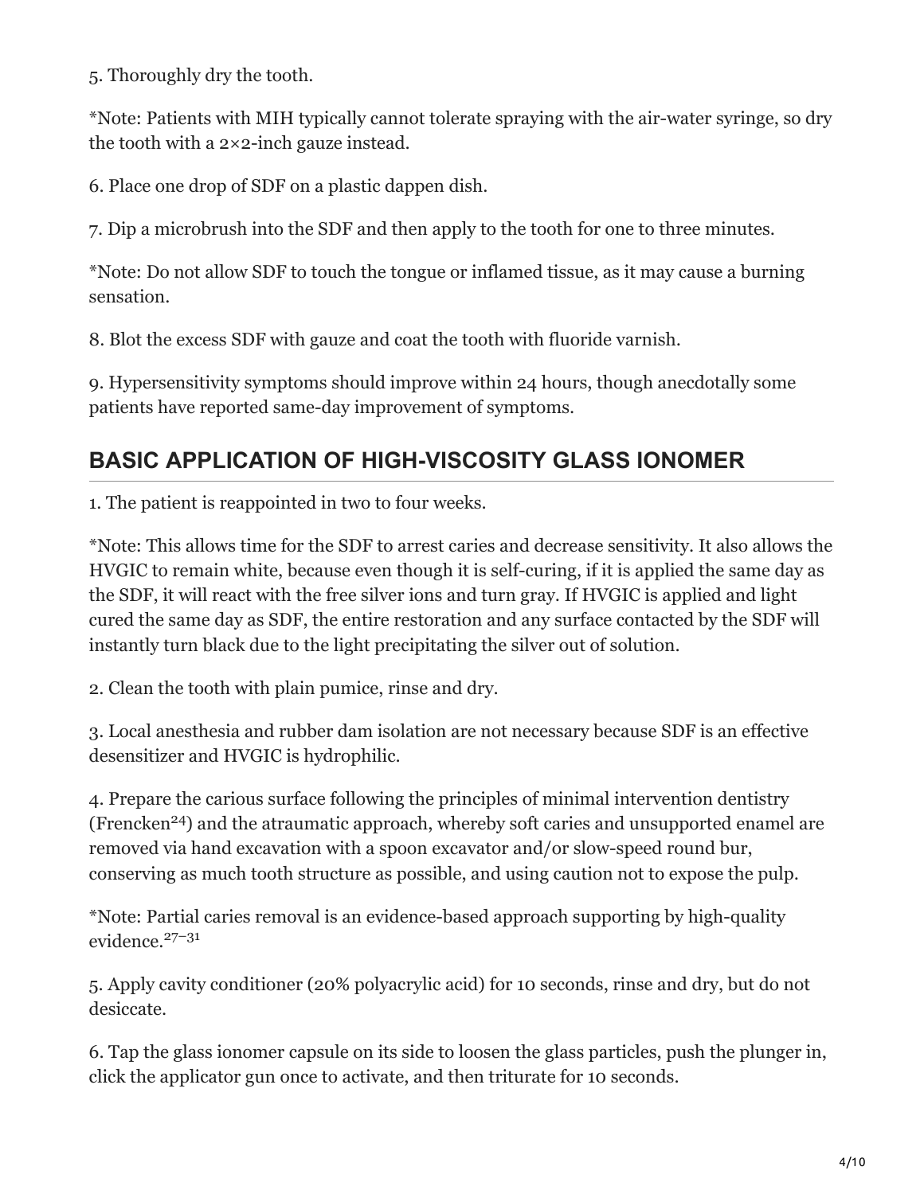5. Thoroughly dry the tooth.

*Note: Patients with MIH typically cannot tolerate spraying with the air-water syringe, so dry the tooth with a 2×2-inch gauze instead.

6. Place one drop of SDF on a plastic dappen dish.

7. Dip a microbrush into the SDF and then apply to the tooth for one to three minutes.

*Note: Do not allow SDF to touch the tongue or inflamed tissue, as it may cause a burning sensation.

8. Blot the excess SDF with gauze and coat the tooth with fluoride varnish.

9. Hypersensitivity symptoms should improve within 24 hours, though anecdotally some patients have reported same-day improvement of symptoms.

## BASIC APPLICATION OF HIGH-VISCOSITY GLASS IONOMER

1. The patient is reappointed in two to four weeks.

*Note: This allows time for the SDF to arrest caries and decrease sensitivity. It also allows the HVGIC to remain white, because even though it is self-curing, if it is applied the same day as the SDF, it will react with the free silver ions and turn gray. If HVGIC is applied and light cured the same day as SDF, the entire restoration and any surface contacted by the SDF will instantly turn black due to the light precipitating the silver out of solution.

2. Clean the tooth with plain pumice, rinse and dry.

3. Local anesthesia and rubber dam isolation are not necessary because SDF is an effective desensitizer and HVGIC is hydrophilic.

4. Prepare the carious surface following the principles of minimal intervention dentistry (Frencken[24]) and the atraumatic approach, whereby soft caries and unsupported enamel are removed via hand excavation with a spoon excavator and/or slow-speed round bur, conserving as much tooth structure as possible, and using caution not to expose the pulp.

*Note: Partial caries removal is an evidence-based approach supporting by high-quality evidence.[27–31]

5. Apply cavity conditioner (20% polyacrylic acid) for 10 seconds, rinse and dry, but do not desiccate.

6. Tap the glass ionomer capsule on its side to loosen the glass particles, push the plunger in, click the applicator gun once to activate, and then triturate for 10 seconds.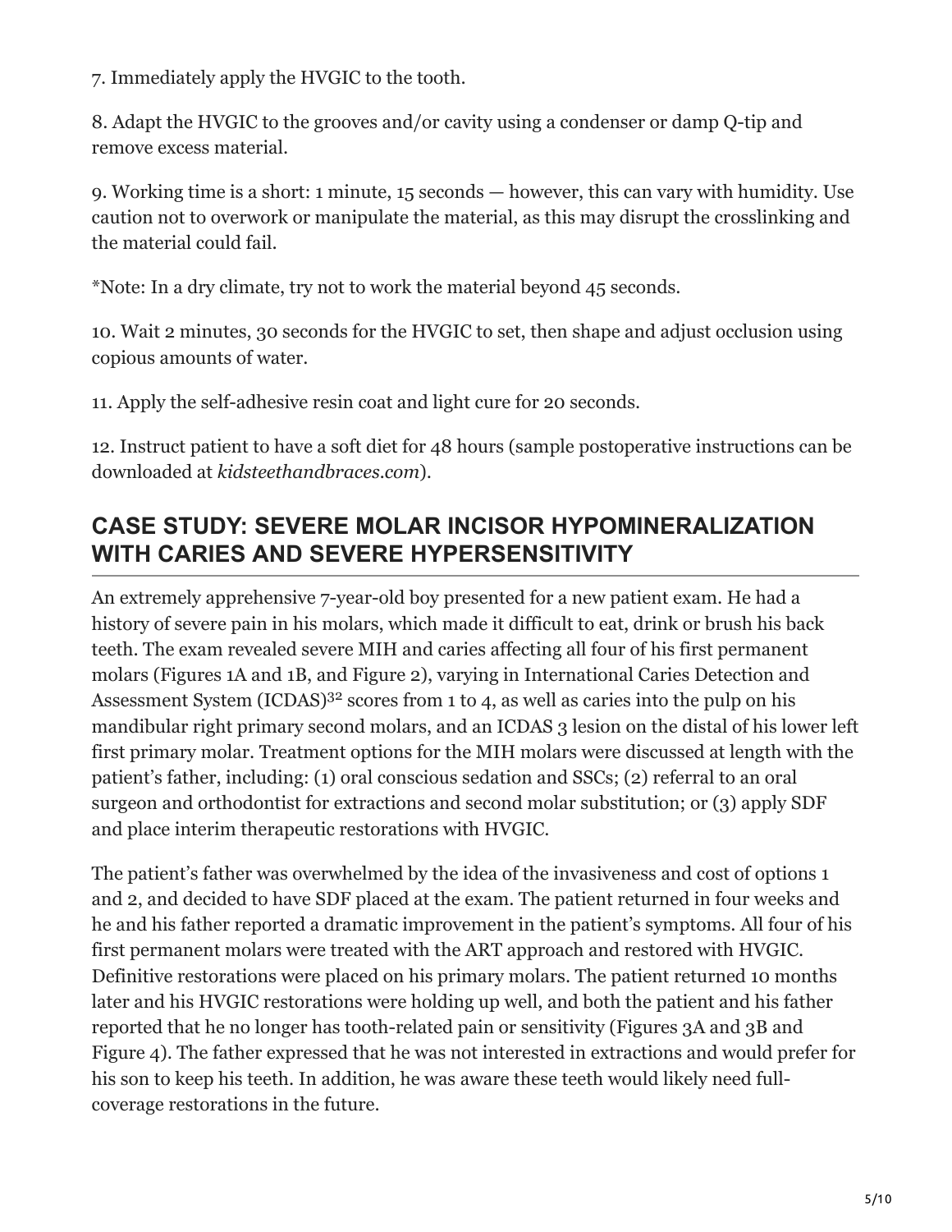7. Immediately apply the HVGIC to the tooth.

8. Adapt the HVGIC to the grooves and/or cavity using a condenser or damp Q-tip and remove excess material.

9. Working time is a short: 1 minute, 15 seconds — however, this can vary with humidity. Use caution not to overwork or manipulate the material, as this may disrupt the crosslinking and the material could fail.

*Note: In a dry climate, try not to work the material beyond 45 seconds.

10. Wait 2 minutes, 30 seconds for the HVGIC to set, then shape and adjust occlusion using copious amounts of water.

11. Apply the self-adhesive resin coat and light cure for 20 seconds.

12. Instruct patient to have a soft diet for 48 hours (sample postoperative instructions can be downloaded at *kidsteethandbraces.com*).

## CASE STUDY: SEVERE MOLAR INCISOR HYPOMINERALIZATION WITH CARIES AND SEVERE HYPERSENSITIVITY

An extremely apprehensive 7-year-old boy presented for a new patient exam. He had a history of severe pain in his molars, which made it difficult to eat, drink or brush his back teeth. The exam revealed severe MIH and caries affecting all four of his first permanent molars (Figures 1A and 1B, and Figure 2), varying in International Caries Detection and Assessment System (ICDAS)[32] scores from 1 to 4, as well as caries into the pulp on his mandibular right primary second molars, and an ICDAS 3 lesion on the distal of his lower left first primary molar. Treatment options for the MIH molars were discussed at length with the patient's father, including: (1) oral conscious sedation and SSCs; (2) referral to an oral surgeon and orthodontist for extractions and second molar substitution; or (3) apply SDF and place interim therapeutic restorations with HVGIC.

The patient's father was overwhelmed by the idea of the invasiveness and cost of options 1 and 2, and decided to have SDF placed at the exam. The patient returned in four weeks and he and his father reported a dramatic improvement in the patient's symptoms. All four of his first permanent molars were treated with the ART approach and restored with HVGIC. Definitive restorations were placed on his primary molars. The patient returned 10 months later and his HVGIC restorations were holding up well, and both the patient and his father reported that he no longer has tooth-related pain or sensitivity (Figures 3A and 3B and Figure 4). The father expressed that he was not interested in extractions and would prefer for his son to keep his teeth. In addition, he was aware these teeth would likely need full-coverage restorations in the future.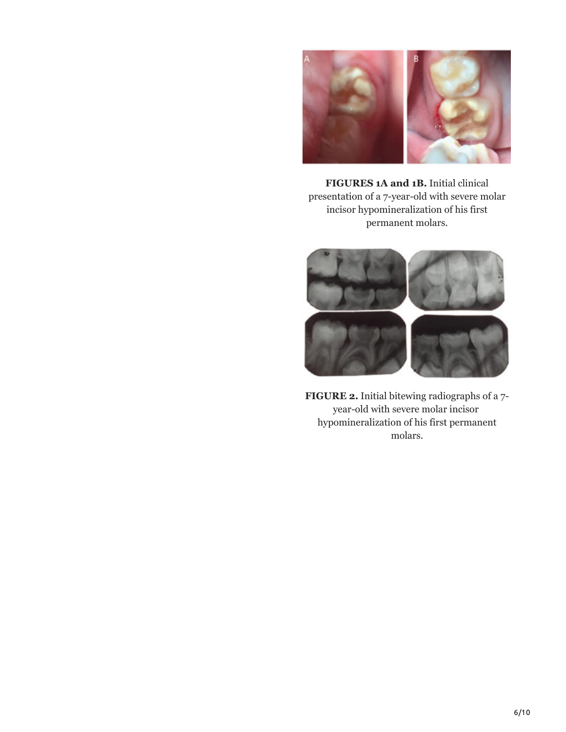**FIGURES 1A and 1B.** Initial clinical presentation of a 7-year-old with severe molar incisor hypomineralization of his first permanent molars.

**FIGURE 2.** Initial bitewing radiographs of a 7-year-old with severe molar incisor hypomineralization of his first permanent molars.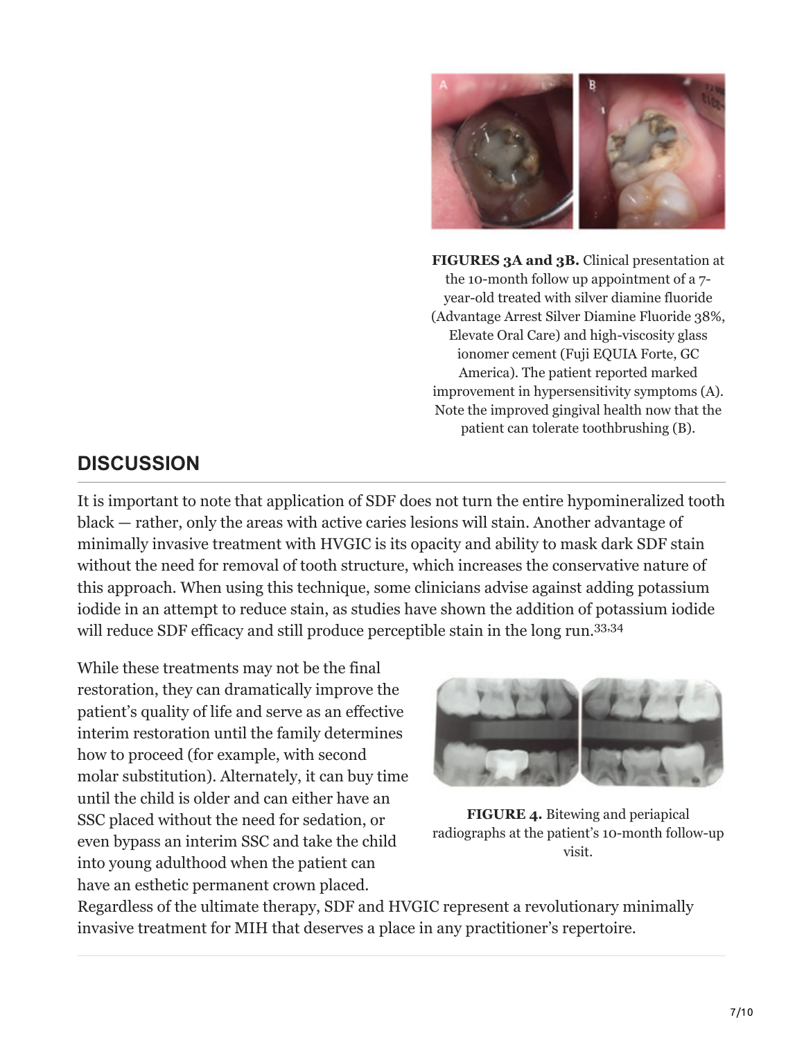FIGURES 3A and 3B. Clinical presentation at the 10-month follow up appointment of a 7-year-old treated with silver diamine fluoride (Advantage Arrest Silver Diamine Fluoride 38%, Elevate Oral Care) and high-viscosity glass ionomer cement (Fuji EQUIA Forte, GC America). The patient reported marked improvement in hypersensitivity symptoms (A). Note the improved gingival health now that the patient can tolerate toothbrushing (B).

## DISCUSSION

It is important to note that application of SDF does not turn the entire hypomineralized tooth black — rather, only the areas with active caries lesions will stain. Another advantage of minimally invasive treatment with HVGIC is its opacity and ability to mask dark SDF stain without the need for removal of tooth structure, which increases the conservative nature of this approach. When using this technique, some clinicians advise against adding potassium iodide in an attempt to reduce stain, as studies have shown the addition of potassium iodide will reduce SDF efficacy and still produce perceptible stain in the long run.[33,34]

While these treatments may not be the final restoration, they can dramatically improve the patient's quality of life and serve as an effective interim restoration until the family determines how to proceed (for example, with second molar substitution). Alternately, it can buy time until the child is older and can either have an SSC placed without the need for sedation, or even bypass an interim SSC and take the child into young adulthood when the patient can have an esthetic permanent crown placed. Regardless of the ultimate therapy, SDF and HVGIC represent a revolutionary minimally invasive treatment for MIH that deserves a place in any practitioner's repertoire.

FIGURE 4. Bitewing and periapical radiographs at the patient's 10-month follow-up visit.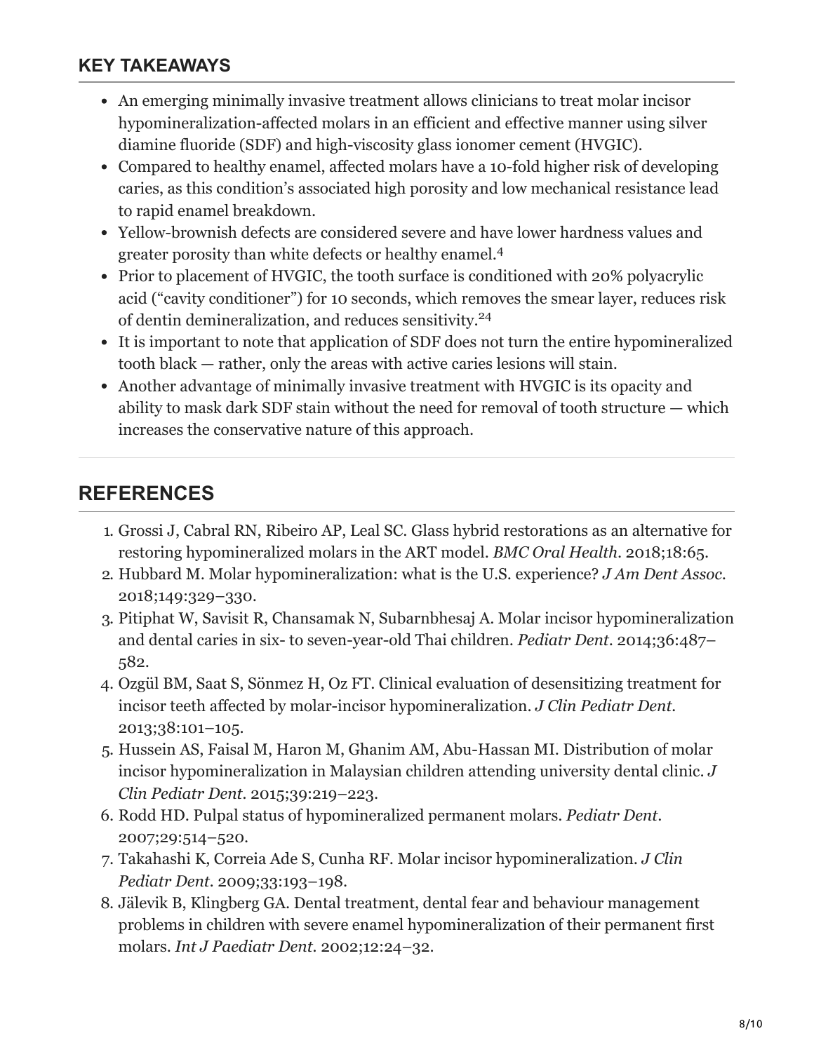## KEY TAKEAWAYS

- An emerging minimally invasive treatment allows clinicians to treat molar incisor hypomineralization-affected molars in an efficient and effective manner using silver diamine fluoride (SDF) and high-viscosity glass ionomer cement (HVGIC).
- Compared to healthy enamel, affected molars have a 10-fold higher risk of developing caries, as this condition's associated high porosity and low mechanical resistance lead to rapid enamel breakdown.
- Yellow-brownish defects are considered severe and have lower hardness values and greater porosity than white defects or healthy enamel.[4]
- Prior to placement of HVGIC, the tooth surface is conditioned with 20% polyacrylic acid ("cavity conditioner") for 10 seconds, which removes the smear layer, reduces risk of dentin demineralization, and reduces sensitivity.[24]
- It is important to note that application of SDF does not turn the entire hypomineralized tooth black — rather, only the areas with active caries lesions will stain.
- Another advantage of minimally invasive treatment with HVGIC is its opacity and ability to mask dark SDF stain without the need for removal of tooth structure — which increases the conservative nature of this approach.

## REFERENCES

1. Grossi J, Cabral RN, Ribeiro AP, Leal SC. Glass hybrid restorations as an alternative for restoring hypomineralized molars in the ART model. *BMC Oral Health*. 2018;18:65.
2. Hubbard M. Molar hypomineralization: what is the U.S. experience? *J Am Dent Assoc*. 2018;149:329–330.
3. Pitiphat W, Savisit R, Chansamak N, Subarnbhesaj A. Molar incisor hypomineralization and dental caries in six- to seven-year-old Thai children. *Pediatr Dent*. 2014;36:487–582.
4. Ozgül BM, Saat S, Sönmez H, Oz FT. Clinical evaluation of desensitizing treatment for incisor teeth affected by molar-incisor hypomineralization. *J Clin Pediatr Dent*. 2013;38:101–105.
5. Hussein AS, Faisal M, Haron M, Ghanim AM, Abu-Hassan MI. Distribution of molar incisor hypomineralization in Malaysian children attending university dental clinic. *J Clin Pediatr Dent*. 2015;39:219–223.
6. Rodd HD. Pulpal status of hypomineralized permanent molars. *Pediatr Dent*. 2007;29:514–520.
7. Takahashi K, Correia Ade S, Cunha RF. Molar incisor hypomineralization. *J Clin Pediatr Dent*. 2009;33:193–198.
8. Jälevik B, Klingberg GA. Dental treatment, dental fear and behaviour management problems in children with severe enamel hypomineralization of their permanent first molars. *Int J Paediatr Dent*. 2002;12:24–32.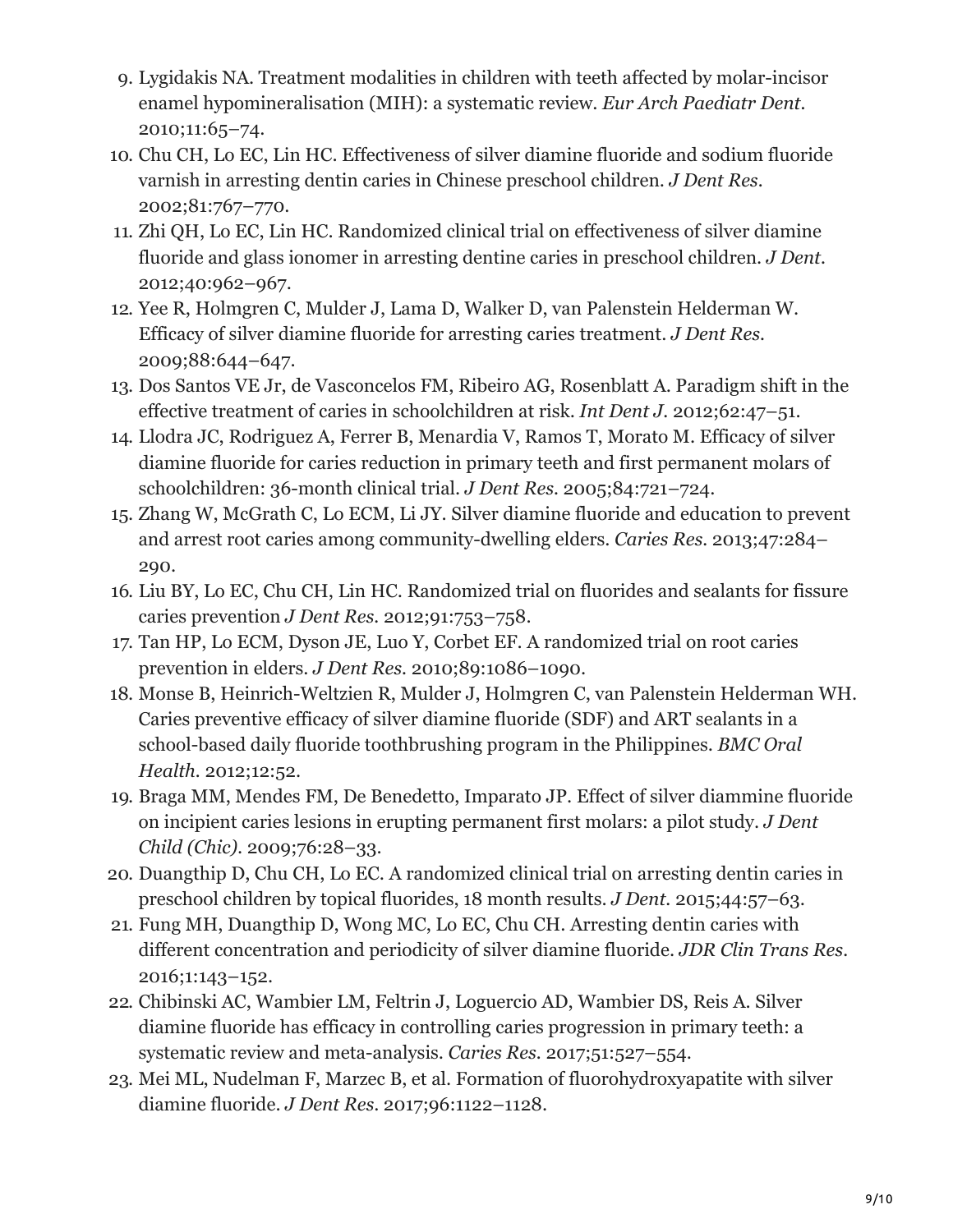9. Lygidakis NA. Treatment modalities in children with teeth affected by molar-incisor enamel hypomineralisation (MIH): a systematic review. *Eur Arch Paediatr Dent*. 2010;11:65–74.
10. Chu CH, Lo EC, Lin HC. Effectiveness of silver diamine fluoride and sodium fluoride varnish in arresting dentin caries in Chinese preschool children. *J Dent Res*. 2002;81:767–770.
11. Zhi QH, Lo EC, Lin HC. Randomized clinical trial on effectiveness of silver diamine fluoride and glass ionomer in arresting dentine caries in preschool children. *J Dent*. 2012;40:962–967.
12. Yee R, Holmgren C, Mulder J, Lama D, Walker D, van Palenstein Helderman W. Efficacy of silver diamine fluoride for arresting caries treatment. *J Dent Res*. 2009;88:644–647.
13. Dos Santos VE Jr, de Vasconcelos FM, Ribeiro AG, Rosenblatt A. Paradigm shift in the effective treatment of caries in schoolchildren at risk. *Int Dent J*. 2012;62:47–51.
14. Llodra JC, Rodriguez A, Ferrer B, Menardia V, Ramos T, Morato M. Efficacy of silver diamine fluoride for caries reduction in primary teeth and first permanent molars of schoolchildren: 36-month clinical trial. *J Dent Res*. 2005;84:721–724.
15. Zhang W, McGrath C, Lo ECM, Li JY. Silver diamine fluoride and education to prevent and arrest root caries among community-dwelling elders. *Caries Res*. 2013;47:284–290.
16. Liu BY, Lo EC, Chu CH, Lin HC. Randomized trial on fluorides and sealants for fissure caries prevention *J Dent Res*. 2012;91:753–758.
17. Tan HP, Lo ECM, Dyson JE, Luo Y, Corbet EF. A randomized trial on root caries prevention in elders. *J Dent Res*. 2010;89:1086–1090.
18. Monse B, Heinrich-Weltzien R, Mulder J, Holmgren C, van Palenstein Helderman WH. Caries preventive efficacy of silver diamine fluoride (SDF) and ART sealants in a school-based daily fluoride toothbrushing program in the Philippines. *BMC Oral Health*. 2012;12:52.
19. Braga MM, Mendes FM, De Benedetto, Imparato JP. Effect of silver diammine fluoride on incipient caries lesions in erupting permanent first molars: a pilot study. *J Dent Child (Chic)*. 2009;76:28–33.
20. Duangthip D, Chu CH, Lo EC. A randomized clinical trial on arresting dentin caries in preschool children by topical fluorides, 18 month results. *J Dent*. 2015;44:57–63.
21. Fung MH, Duangthip D, Wong MC, Lo EC, Chu CH. Arresting dentin caries with different concentration and periodicity of silver diamine fluoride. *JDR Clin Trans Res*. 2016;1:143–152.
22. Chibinski AC, Wambier LM, Feltrin J, Loguercio AD, Wambier DS, Reis A. Silver diamine fluoride has efficacy in controlling caries progression in primary teeth: a systematic review and meta-analysis. *Caries Res*. 2017;51:527–554.
23. Mei ML, Nudelman F, Marzec B, et al. Formation of fluorohydroxyapatite with silver diamine fluoride. *J Dent Res*. 2017;96:1122–1128.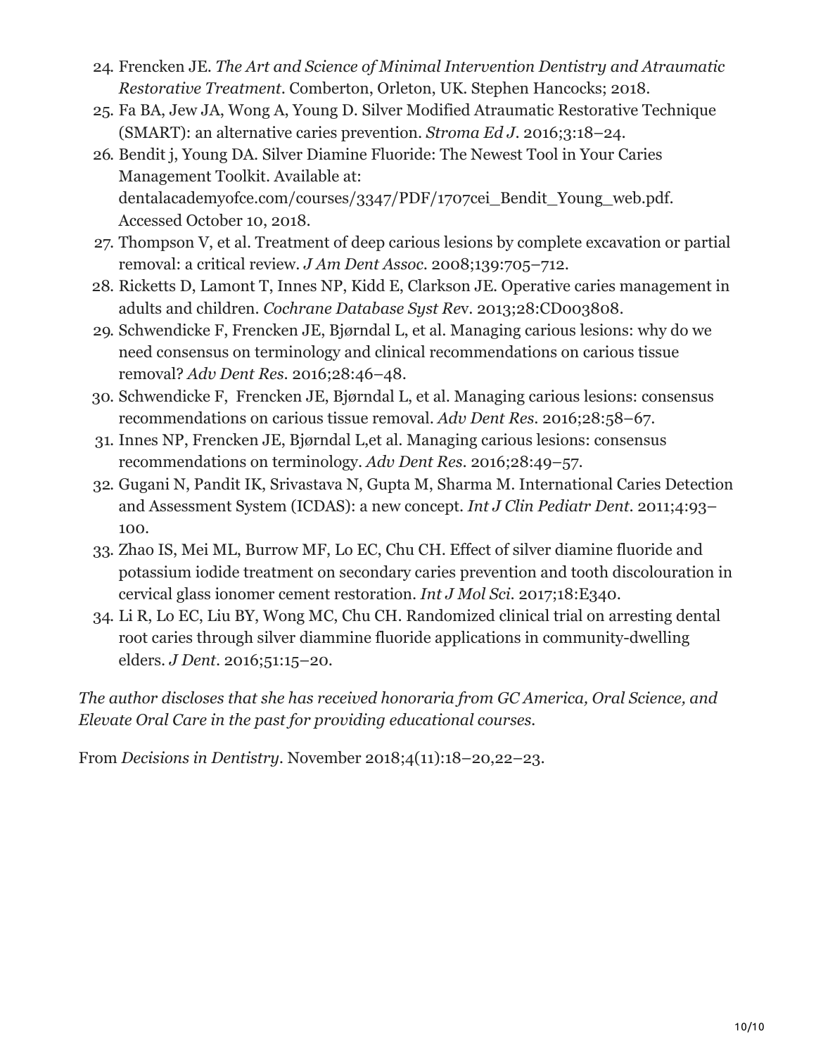24. Frencken JE. *The Art and Science of Minimal Intervention Dentistry and Atraumatic Restorative Treatment*. Comberton, Orleton, UK. Stephen Hancocks; 2018.
25. Fa BA, Jew JA, Wong A, Young D. Silver Modified Atraumatic Restorative Technique (SMART): an alternative caries prevention. *Stroma Ed J*. 2016;3:18–24.
26. Bendit j, Young DA. Silver Diamine Fluoride: The Newest Tool in Your Caries Management Toolkit. Available at: dentalacademyofce.com/courses/3347/PDF/1707cei_Bendit_Young_web.pdf. Accessed October 10, 2018.
27. Thompson V, et al. Treatment of deep carious lesions by complete excavation or partial removal: a critical review. *J Am Dent Assoc*. 2008;139:705–712.
28. Ricketts D, Lamont T, Innes NP, Kidd E, Clarkson JE. Operative caries management in adults and children. *Cochrane Database Syst Rev*. 2013;28:CD003808.
29. Schwendicke F, Frencken JE, Bjørndal L, et al. Managing carious lesions: why do we need consensus on terminology and clinical recommendations on carious tissue removal? *Adv Dent Res*. 2016;28:46–48.
30. Schwendicke F, Frencken JE, Bjørndal L, et al. Managing carious lesions: consensus recommendations on carious tissue removal. *Adv Dent Res*. 2016;28:58–67.
31. Innes NP, Frencken JE, Bjørndal L,et al. Managing carious lesions: consensus recommendations on terminology. *Adv Dent Res*. 2016;28:49–57.
32. Gugani N, Pandit IK, Srivastava N, Gupta M, Sharma M. International Caries Detection and Assessment System (ICDAS): a new concept. *Int J Clin Pediatr Dent*. 2011;4:93–100.
33. Zhao IS, Mei ML, Burrow MF, Lo EC, Chu CH. Effect of silver diamine fluoride and potassium iodide treatment on secondary caries prevention and tooth discolouration in cervical glass ionomer cement restoration. *Int J Mol Sci*. 2017;18:E340.
34. Li R, Lo EC, Liu BY, Wong MC, Chu CH. Randomized clinical trial on arresting dental root caries through silver diammine fluoride applications in community-dwelling elders. *J Dent*. 2016;51:15–20.

*The author discloses that she has received honoraria from GC America, Oral Science, and Elevate Oral Care in the past for providing educational courses.*

From *Decisions in Dentistry*. November 2018;4(11):18–20,22–23.